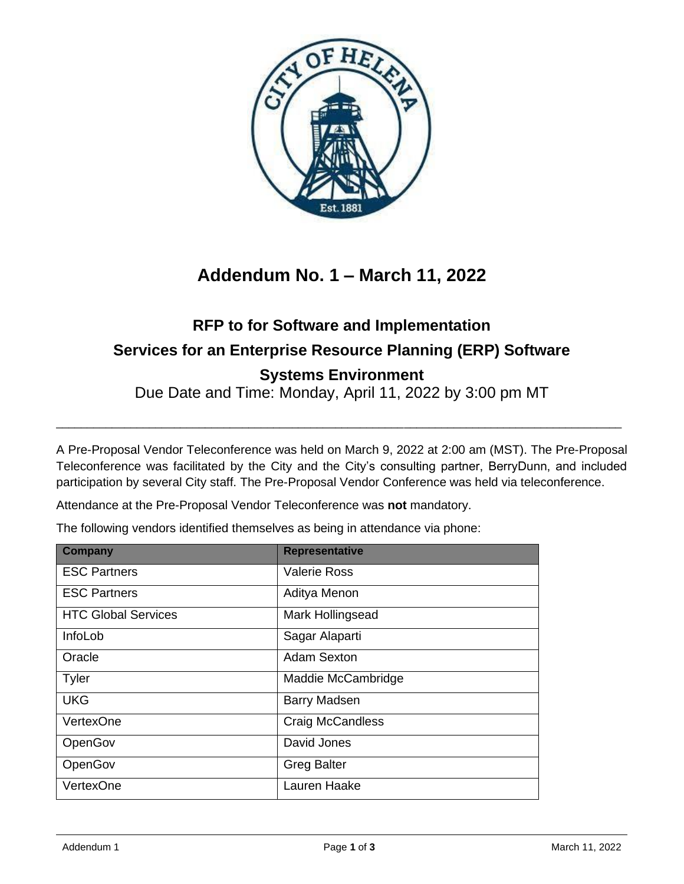# Addendum No. 1 – March 11, 2022

## RFP to for Software and Implementation Services for an Enterprise Resource Planning (ERP) Software Systems Environment

Due Date and Time: Monday, April 11, 2022 by 3:00 pm MT

---

A Pre-Proposal Vendor Teleconference was held on March 9, 2022 at 2:00 am (MST). The Pre-Proposal Teleconference was facilitated by the City and the City's consulting partner, BerryDunn, and included participation by several City staff. The Pre-Proposal Vendor Conference was held via teleconference.

Attendance at the Pre-Proposal Vendor Teleconference was **not** mandatory.

The following vendors identified themselves as being in attendance via phone:

| Company | Representative |
|---|---|
| ESC Partners | Valerie Ross |
| ESC Partners | Aditya Menon |
| HTC Global Services | Mark Hollingsead |
| InfoLob | Sagar Alaparti |
| Oracle | Adam Sexton |
| Tyler | Maddie McCambridge |
| UKG | Barry Madsen |
| VertexOne | Craig McCandless |
| OpenGov | David Jones |
| OpenGov | Greg Balter |
| VertexOne | Lauren Haake |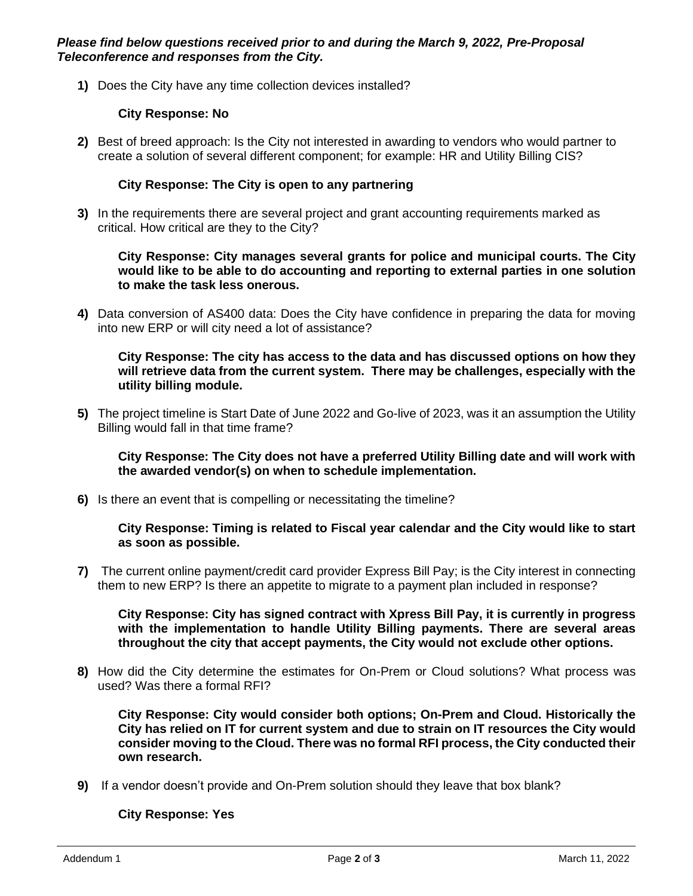***Please find below questions received prior to and during the March 9, 2022, Pre-Proposal Teleconference and responses from the City.***

**1)** Does the City have any time collection devices installed?

**City Response: No**

**2)** Best of breed approach: Is the City not interested in awarding to vendors who would partner to create a solution of several different component; for example: HR and Utility Billing CIS?

**City Response: The City is open to any partnering**

**3)** In the requirements there are several project and grant accounting requirements marked as critical. How critical are they to the City?

**City Response: City manages several grants for police and municipal courts. The City would like to be able to do accounting and reporting to external parties in one solution to make the task less onerous.**

**4)** Data conversion of AS400 data: Does the City have confidence in preparing the data for moving into new ERP or will city need a lot of assistance?

**City Response: The city has access to the data and has discussed options on how they will retrieve data from the current system. There may be challenges, especially with the utility billing module.**

**5)** The project timeline is Start Date of June 2022 and Go-live of 2023, was it an assumption the Utility Billing would fall in that time frame?

**City Response: The City does not have a preferred Utility Billing date and will work with the awarded vendor(s) on when to schedule implementation.**

**6)** Is there an event that is compelling or necessitating the timeline?

**City Response: Timing is related to Fiscal year calendar and the City would like to start as soon as possible.**

**7)** The current online payment/credit card provider Express Bill Pay; is the City interest in connecting them to new ERP? Is there an appetite to migrate to a payment plan included in response?

**City Response: City has signed contract with Xpress Bill Pay, it is currently in progress with the implementation to handle Utility Billing payments. There are several areas throughout the city that accept payments, the City would not exclude other options.**

**8)** How did the City determine the estimates for On-Prem or Cloud solutions? What process was used? Was there a formal RFI?

**City Response: City would consider both options; On-Prem and Cloud. Historically the City has relied on IT for current system and due to strain on IT resources the City would consider moving to the Cloud. There was no formal RFI process, the City conducted their own research.**

**9)** If a vendor doesn't provide and On-Prem solution should they leave that box blank?

**City Response: Yes**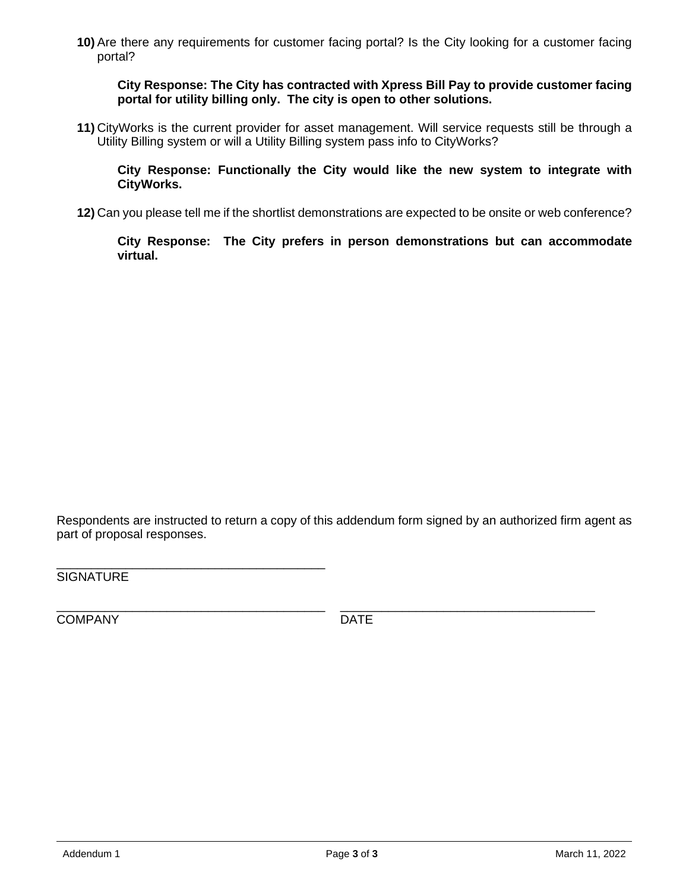10) Are there any requirements for customer facing portal? Is the City looking for a customer facing portal?

**City Response: The City has contracted with Xpress Bill Pay to provide customer facing portal for utility billing only. The city is open to other solutions.**

11) CityWorks is the current provider for asset management. Will service requests still be through a Utility Billing system or will a Utility Billing system pass info to CityWorks?

**City Response: Functionally the City would like the new system to integrate with CityWorks.**

12) Can you please tell me if the shortlist demonstrations are expected to be onsite or web conference?

**City Response: The City prefers in person demonstrations but can accommodate virtual.**

Respondents are instructed to return a copy of this addendum form signed by an authorized firm agent as part of proposal responses.

\_\_\_\_\_\_\_\_\_\_\_\_\_\_\_\_\_\_\_\_\_\_\_\_\_\_\_\_\_\_\_\_\_\_\_\_\_\_\_
SIGNATURE

\_\_\_\_\_\_\_\_\_\_\_\_\_\_\_\_\_\_\_\_\_\_\_\_\_\_\_\_\_\_\_\_\_\_\_\_\_\_\_ \_\_\_\_\_\_\_\_\_\_\_\_\_\_\_\_\_\_\_\_\_\_\_\_\_\_\_\_\_\_\_\_\_\_\_\_\_\_\_
COMPANY DATE